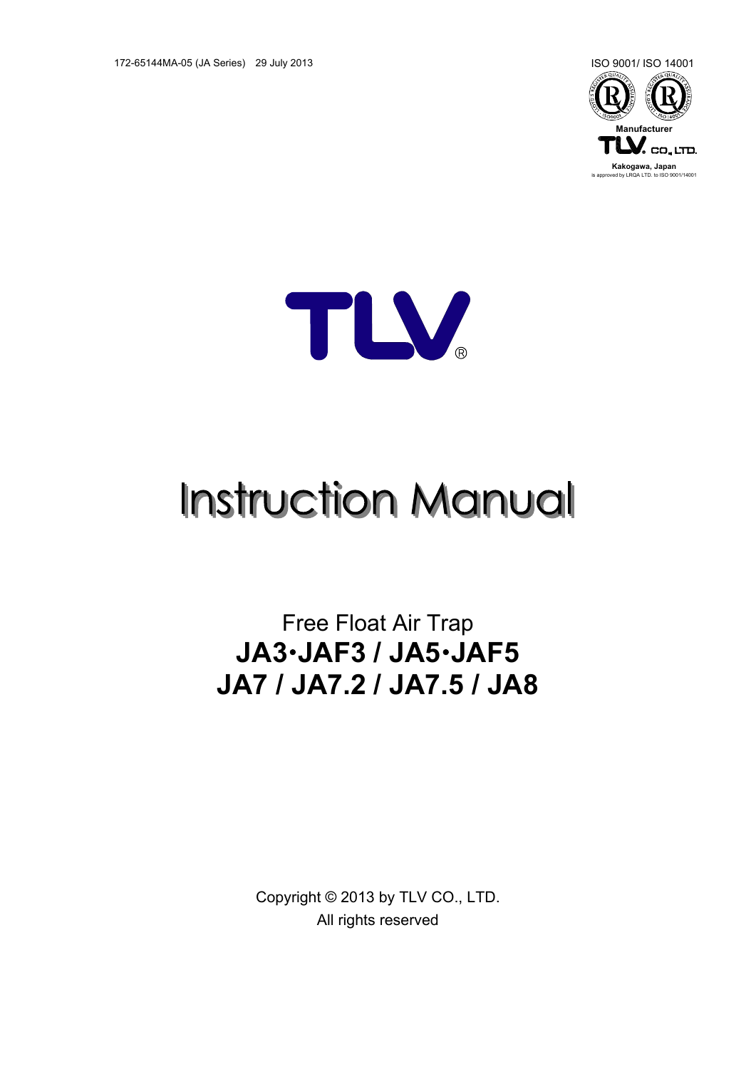172-65144MA-05 (JA Series) 29 July 2013

ISO 9001/ ISO 14001

Manufacturer

TLV CO., LTD.

Kakogawa, Japan

is approved by LRQA LTD. to ISO 9001/14001

TLV®

# Instruction Manual

## Free Float Air Trap

## **JA3•JAF3 / JA5•JAF5**

## **JA7 / JA7.2 / JA7.5 / JA8**

Copyright © 2013 by TLV CO., LTD.

All rights reserved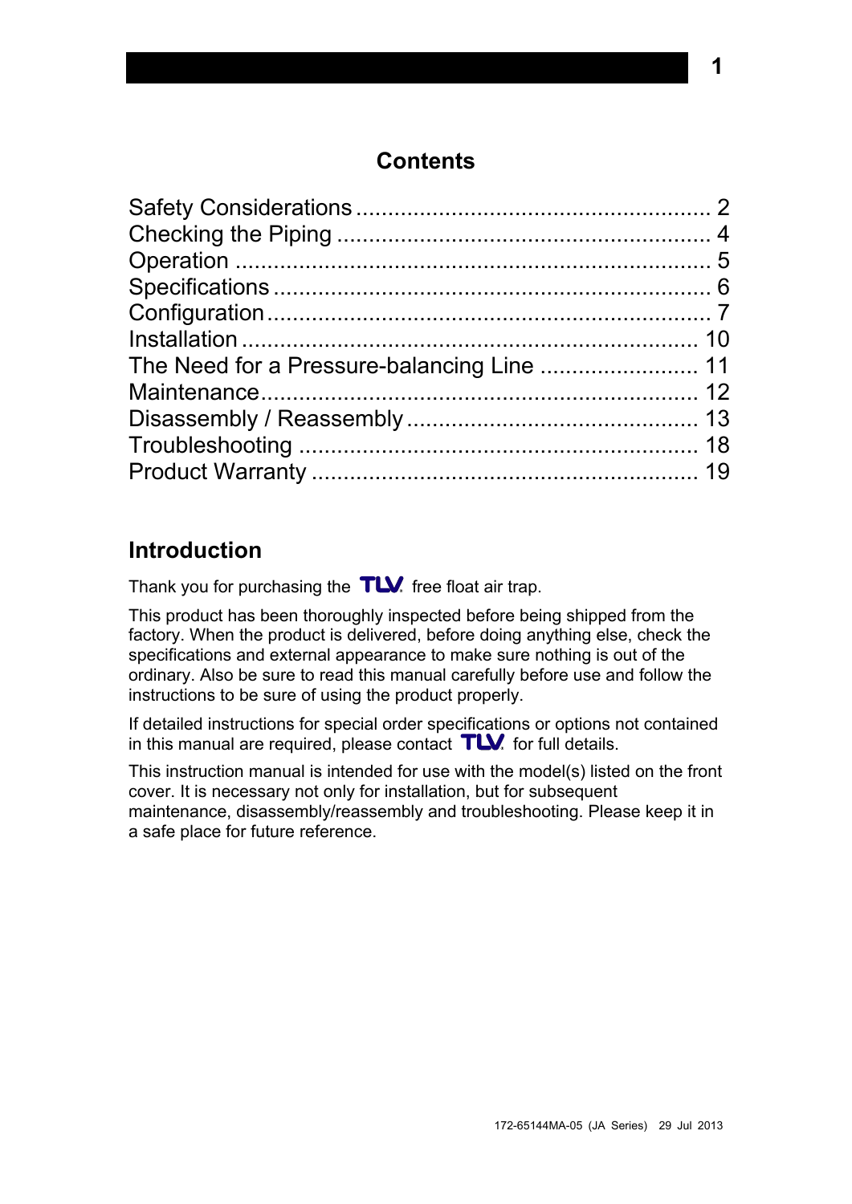## Contents

| | |
|---|---|
| Safety Considerations | 2 |
| Checking the Piping | 4 |
| Operation | 5 |
| Specifications | 6 |
| Configuration | 7 |
| Installation | 10 |
| The Need for a Pressure-balancing Line | 11 |
| Maintenance | 12 |
| Disassembly / Reassembly | 13 |
| Troubleshooting | 18 |
| Product Warranty | 19 |

## Introduction

Thank you for purchasing the TLV free float air trap.

This product has been thoroughly inspected before being shipped from the factory. When the product is delivered, before doing anything else, check the specifications and external appearance to make sure nothing is out of the ordinary. Also be sure to read this manual carefully before use and follow the instructions to be sure of using the product properly.

If detailed instructions for special order specifications or options not contained in this manual are required, please contact TLV for full details.

This instruction manual is intended for use with the model(s) listed on the front cover. It is necessary not only for installation, but for subsequent maintenance, disassembly/reassembly and troubleshooting. Please keep it in a safe place for future reference.

172-65144MA-05 (JA Series) 29 Jul 2013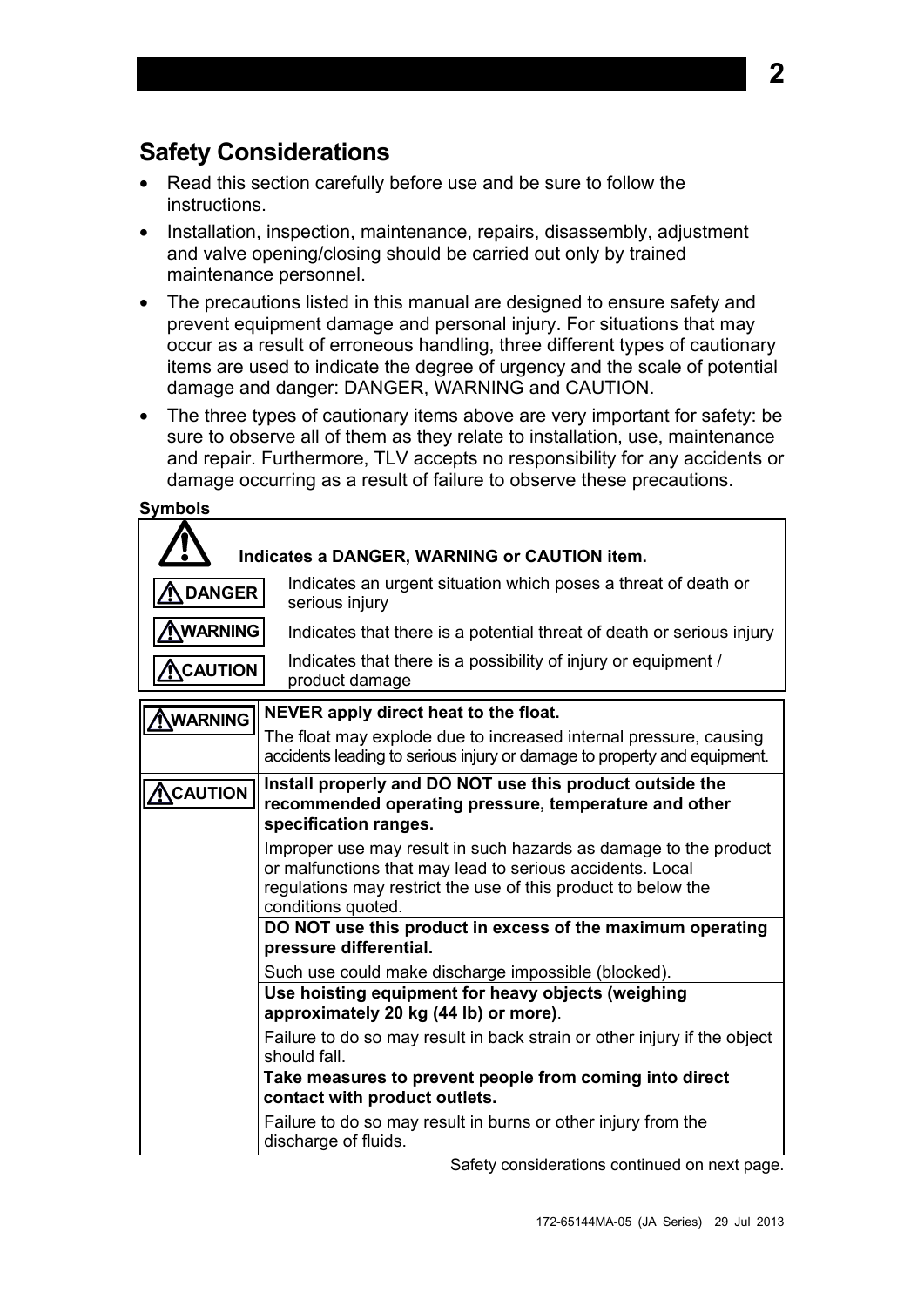## Safety Considerations

- Read this section carefully before use and be sure to follow the instructions.
- Installation, inspection, maintenance, repairs, disassembly, adjustment and valve opening/closing should be carried out only by trained maintenance personnel.
- The precautions listed in this manual are designed to ensure safety and prevent equipment damage and personal injury. For situations that may occur as a result of erroneous handling, three different types of cautionary items are used to indicate the degree of urgency and the scale of potential damage and danger: DANGER, WARNING and CAUTION.
- The three types of cautionary items above are very important for safety: be sure to observe all of them as they relate to installation, use, maintenance and repair. Furthermore, TLV accepts no responsibility for any accidents or damage occurring as a result of failure to observe these precautions.

**Symbols**

| ⚠ | **Indicates a DANGER, WARNING or CAUTION item.** |
|---|---|
| ⚠ DANGER | Indicates an urgent situation which poses a threat of death or serious injury |
| ⚠ WARNING | Indicates that there is a potential threat of death or serious injury |
| ⚠ CAUTION | Indicates that there is a possibility of injury or equipment / product damage |

| | |
|---|---|
| ⚠ WARNING | **NEVER apply direct heat to the float.**<br>The float may explode due to increased internal pressure, causing accidents leading to serious injury or damage to property and equipment. |
| ⚠ CAUTION | **Install properly and DO NOT use this product outside the recommended operating pressure, temperature and other specification ranges.**<br>Improper use may result in such hazards as damage to the product or malfunctions that may lead to serious accidents. Local regulations may restrict the use of this product to below the conditions quoted. |
| | **DO NOT use this product in excess of the maximum operating pressure differential.**<br>Such use could make discharge impossible (blocked). |
| | **Use hoisting equipment for heavy objects (weighing approximately 20 kg (44 lb) or more)**.<br>Failure to do so may result in back strain or other injury if the object should fall. |
| | **Take measures to prevent people from coming into direct contact with product outlets.**<br>Failure to do so may result in burns or other injury from the discharge of fluids. |

Safety considerations continued on next page.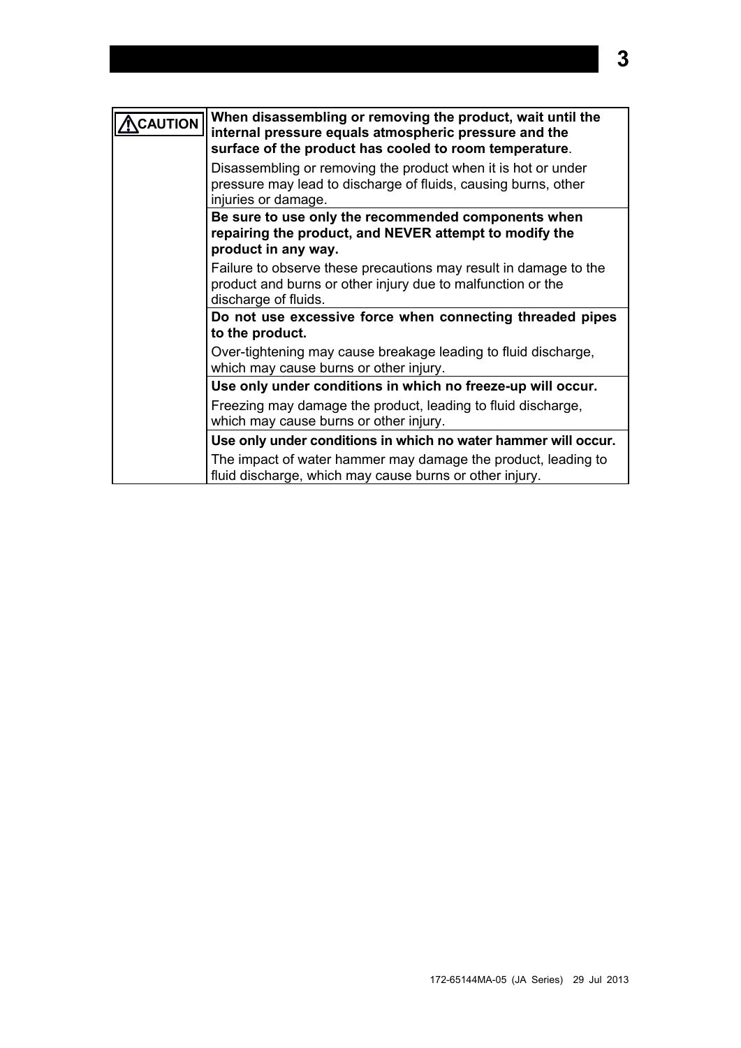| ⚠CAUTION | **When disassembling or removing the product, wait until the internal pressure equals atmospheric pressure and the surface of the product has cooled to room temperature**.<br>Disassembling or removing the product when it is hot or under pressure may lead to discharge of fluids, causing burns, other injuries or damage. |
|---|---|
| | **Be sure to use only the recommended components when repairing the product, and NEVER attempt to modify the product in any way.**<br>Failure to observe these precautions may result in damage to the product and burns or other injury due to malfunction or the discharge of fluids. |
| | **Do not use excessive force when connecting threaded pipes to the product.**<br>Over-tightening may cause breakage leading to fluid discharge, which may cause burns or other injury. |
| | **Use only under conditions in which no freeze-up will occur.**<br>Freezing may damage the product, leading to fluid discharge, which may cause burns or other injury. |
| | **Use only under conditions in which no water hammer will occur.**<br>The impact of water hammer may damage the product, leading to fluid discharge, which may cause burns or other injury. |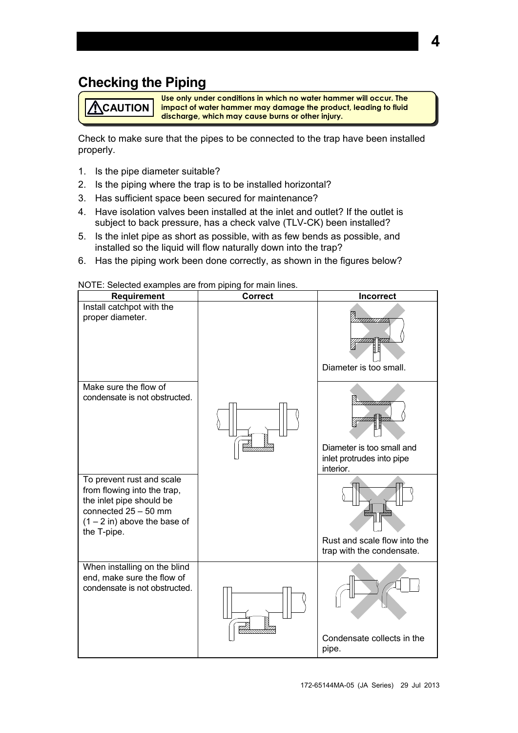## Checking the Piping

**⚠CAUTION** **Use only under conditions in which no water hammer will occur. The impact of water hammer may damage the product, leading to fluid discharge, which may cause burns or other injury.**

Check to make sure that the pipes to be connected to the trap have been installed properly.

1. Is the pipe diameter suitable?
2. Is the piping where the trap is to be installed horizontal?
3. Has sufficient space been secured for maintenance?
4. Have isolation valves been installed at the inlet and outlet? If the outlet is subject to back pressure, has a check valve (TLV-CK) been installed?
5. Is the inlet pipe as short as possible, with as few bends as possible, and installed so the liquid will flow naturally down into the trap?
6. Has the piping work been done correctly, as shown in the figures below?

NOTE: Selected examples are from piping for main lines.

| Requirement | Correct | Incorrect |
|---|---|---|
| Install catchpot with the proper diameter. | | Diameter is too small. |
| Make sure the flow of condensate is not obstructed. | | Diameter is too small and inlet protrudes into pipe interior. |
| To prevent rust and scale from flowing into the trap, the inlet pipe should be connected 25 – 50 mm (1 – 2 in) above the base of the T-pipe. | | Rust and scale flow into the trap with the condensate. |
| When installing on the blind end, make sure the flow of condensate is not obstructed. | | Condensate collects in the pipe. |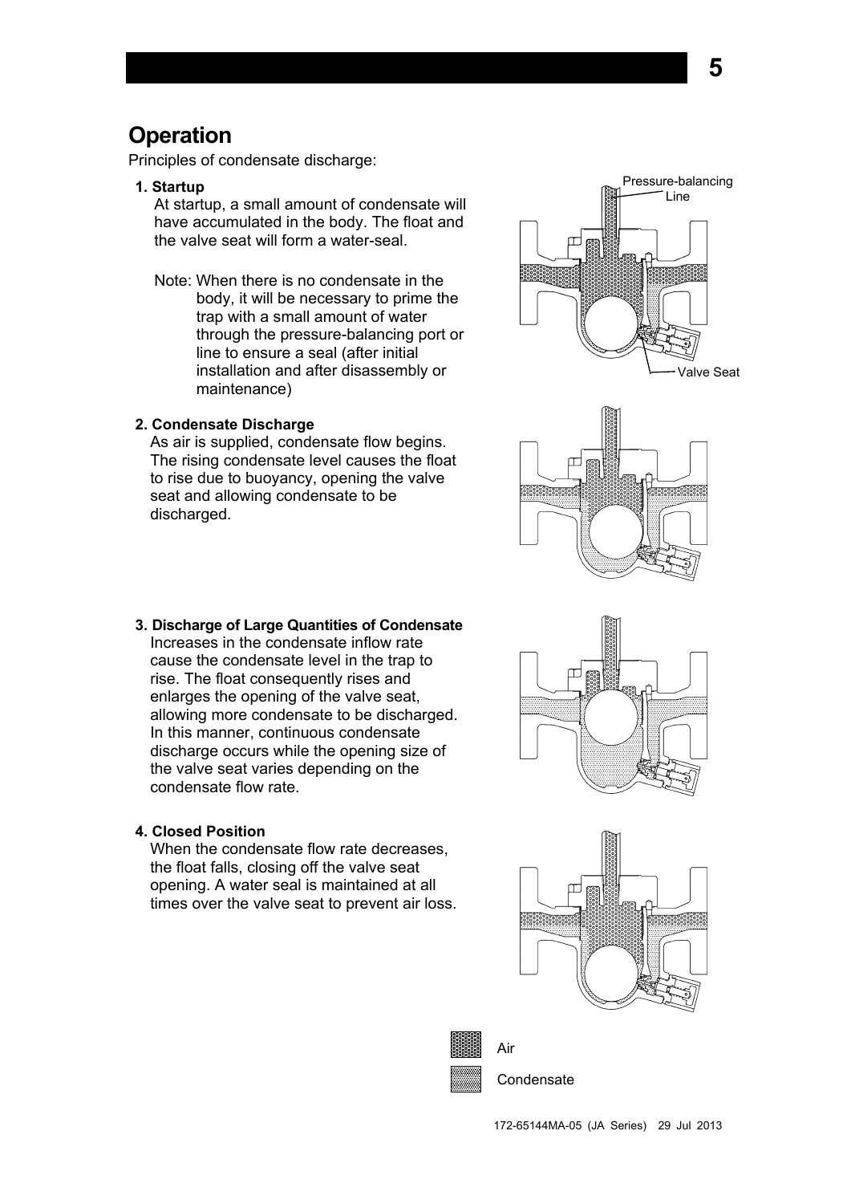## Operation

Principles of condensate discharge:

**1. Startup**

At startup, a small amount of condensate will have accumulated in the body. The float and the valve seat will form a water-seal.

Note: When there is no condensate in the body, it will be necessary to prime the trap with a small amount of water through the pressure-balancing port or line to ensure a seal (after initial installation and after disassembly or maintenance)

**2. Condensate Discharge**

As air is supplied, condensate flow begins. The rising condensate level causes the float to rise due to buoyancy, opening the valve seat and allowing condensate to be discharged.

**3. Discharge of Large Quantities of Condensate**

Increases in the condensate inflow rate cause the condensate level in the trap to rise. The float consequently rises and enlarges the opening of the valve seat, allowing more condensate to be discharged. In this manner, continuous condensate discharge occurs while the opening size of the valve seat varies depending on the condensate flow rate.

**4. Closed Position**

When the condensate flow rate decreases, the float falls, closing off the valve seat opening. A water seal is maintained at all times over the valve seat to prevent air loss.

Pressure-balancing Line

Valve Seat

Air

Condensate

172-65144MA-05 (JA Series) 29 Jul 2013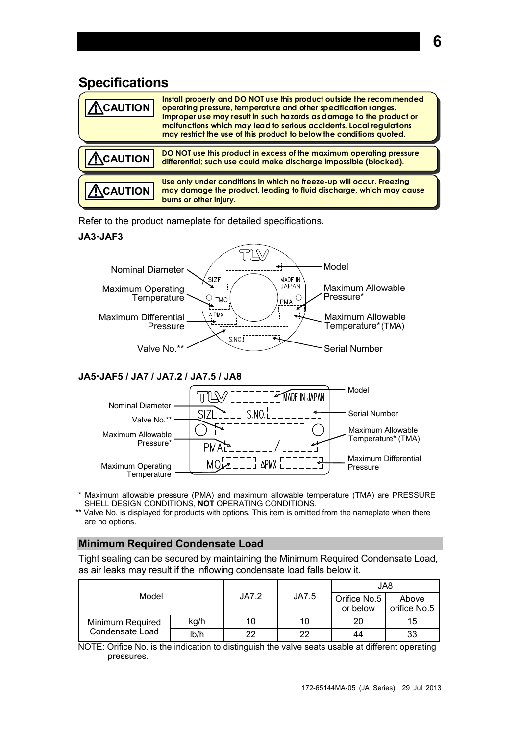# Specifications

> **⚠CAUTION** — **Install properly and DO NOT use this product outside the recommended operating pressure, temperature and other specification ranges. Improper use may result in such hazards as damage to the product or malfunctions which may lead to serious accidents. Local regulations may restrict the use of this product to below the conditions quoted.**

> **⚠CAUTION** — **DO NOT use this product in excess of the maximum operating pressure differential; such use could make discharge impossible (blocked).**

> **⚠CAUTION** — **Use only under conditions in which no freeze-up will occur. Freezing may damage the product, leading to fluid discharge, which may cause burns or other injury.**

Refer to the product nameplate for detailed specifications.

**JA3•JAF3**

Nameplate items: Model; Nominal Diameter (SIZE); Maximum Operating Temperature (TMO); Maximum Allowable Pressure* (PMA); Maximum Differential Pressure (ΔPMX); Maximum Allowable Temperature* (TMA); Valve No.**; Serial Number (S.NO.)

**JA5•JAF5 / JA7 / JA7.2 / JA7.5 / JA8**

Nameplate items: Model; Nominal Diameter (SIZE); Serial Number (S.NO.); Valve No.**; Maximum Allowable Pressure* (PMA); Maximum Allowable Temperature* (TMA); Maximum Operating Temperature (TMO); Maximum Differential Pressure (ΔPMX)

\* Maximum allowable pressure (PMA) and maximum allowable temperature (TMA) are PRESSURE SHELL DESIGN CONDITIONS, **NOT** OPERATING CONDITIONS.

\*\* Valve No. is displayed for products with options. This item is omitted from the nameplate when there are no options.

## Minimum Required Condensate Load

Tight sealing can be secured by maintaining the Minimum Required Condensate Load, as air leaks may result if the inflowing condensate load falls below it.

| Model | | JA7.2 | JA7.5 | JA8 | |
|---|---|---|---|---|---|
| | | | | Orifice No.5 or below | Above orifice No.5 |
| Minimum Required Condensate Load | kg/h | 10 | 10 | 20 | 15 |
| | lb/h | 22 | 22 | 44 | 33 |

NOTE: Orifice No. is the indication to distinguish the valve seats usable at different operating pressures.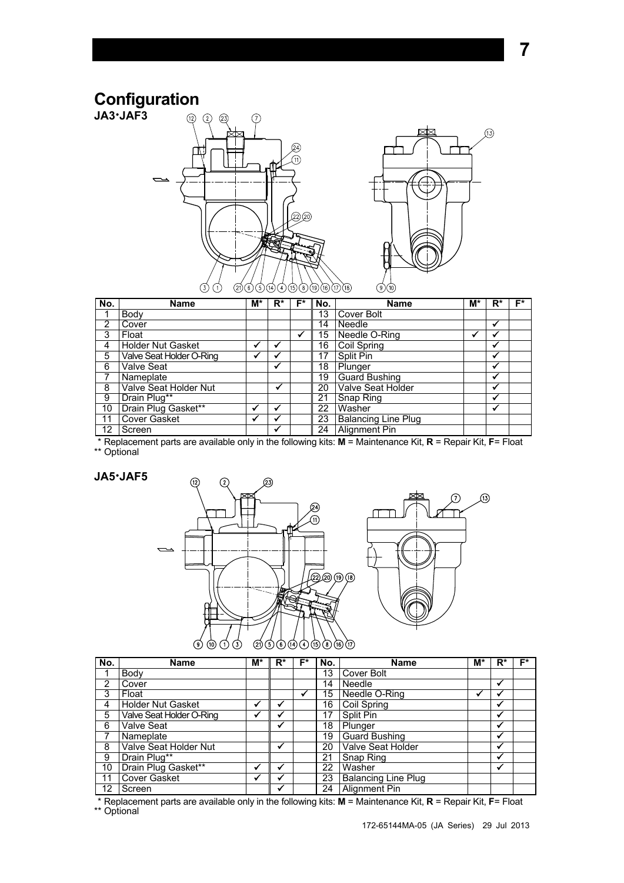# Configuration

## JA3･JAF3

| No. | Name | M* | R* | F* | No. | Name | M* | R* | F* |
|---|---|---|---|---|---|---|---|---|---|
| 1 | Body | | | | 13 | Cover Bolt | | | |
| 2 | Cover | | | | 14 | Needle | | ✓ | |
| 3 | Float | | | ✓ | 15 | Needle O-Ring | ✓ | ✓ | |
| 4 | Holder Nut Gasket | ✓ | ✓ | | 16 | Coil Spring | | ✓ | |
| 5 | Valve Seat Holder O-Ring | ✓ | ✓ | | 17 | Split Pin | | ✓ | |
| 6 | Valve Seat | | ✓ | | 18 | Plunger | | ✓ | |
| 7 | Nameplate | | | | 19 | Guard Bushing | | ✓ | |
| 8 | Valve Seat Holder Nut | | ✓ | | 20 | Valve Seat Holder | | ✓ | |
| 9 | Drain Plug** | | | | 21 | Snap Ring | | ✓ | |
| 10 | Drain Plug Gasket** | ✓ | ✓ | | 22 | Washer | | ✓ | |
| 11 | Cover Gasket | ✓ | ✓ | | 23 | Balancing Line Plug | | | |
| 12 | Screen | | ✓ | | 24 | Alignment Pin | | | |

\* Replacement parts are available only in the following kits: **M** = Maintenance Kit, **R** = Repair Kit, **F**= Float
** Optional

## JA5･JAF5

| No. | Name | M* | R* | F* | No. | Name | M* | R* | F* |
|---|---|---|---|---|---|---|---|---|---|
| 1 | Body | | | | 13 | Cover Bolt | | | |
| 2 | Cover | | | | 14 | Needle | | ✓ | |
| 3 | Float | | | ✓ | 15 | Needle O-Ring | ✓ | ✓ | |
| 4 | Holder Nut Gasket | ✓ | ✓ | | 16 | Coil Spring | | ✓ | |
| 5 | Valve Seat Holder O-Ring | ✓ | ✓ | | 17 | Split Pin | | ✓ | |
| 6 | Valve Seat | | ✓ | | 18 | Plunger | | ✓ | |
| 7 | Nameplate | | | | 19 | Guard Bushing | | ✓ | |
| 8 | Valve Seat Holder Nut | | ✓ | | 20 | Valve Seat Holder | | ✓ | |
| 9 | Drain Plug** | | | | 21 | Snap Ring | | ✓ | |
| 10 | Drain Plug Gasket** | ✓ | ✓ | | 22 | Washer | | ✓ | |
| 11 | Cover Gasket | ✓ | ✓ | | 23 | Balancing Line Plug | | | |
| 12 | Screen | | ✓ | | 24 | Alignment Pin | | | |

\* Replacement parts are available only in the following kits: **M** = Maintenance Kit, **R** = Repair Kit, **F**= Float
** Optional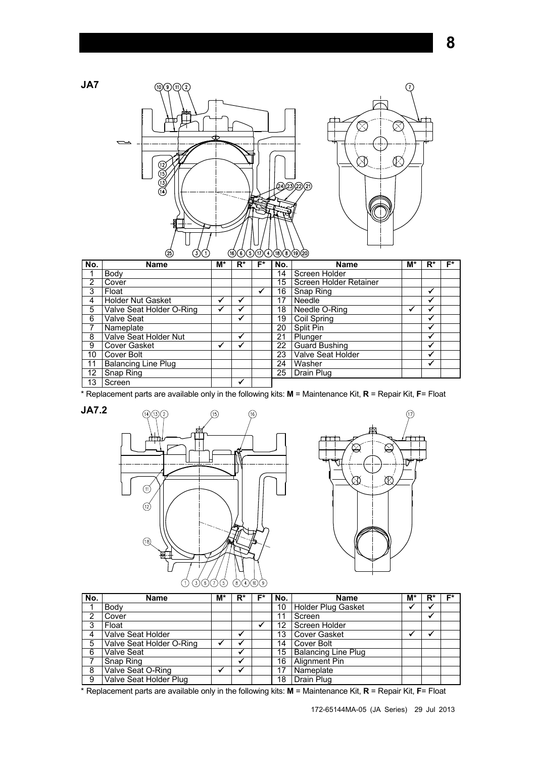**JA7**

| No. | Name | M* | R* | F* | No. | Name | M* | R* | F* |
|---|---|---|---|---|---|---|---|---|---|
| 1 | Body | | | | 14 | Screen Holder | | | |
| 2 | Cover | | | | 15 | Screen Holder Retainer | | | |
| 3 | Float | | | ✓ | 16 | Snap Ring | | ✓ | |
| 4 | Holder Nut Gasket | ✓ | ✓ | | 17 | Needle | | ✓ | |
| 5 | Valve Seat Holder O-Ring | ✓ | ✓ | | 18 | Needle O-Ring | ✓ | ✓ | |
| 6 | Valve Seat | | ✓ | | 19 | Coil Spring | | ✓ | |
| 7 | Nameplate | | | | 20 | Split Pin | | ✓ | |
| 8 | Valve Seat Holder Nut | | ✓ | | 21 | Plunger | | ✓ | |
| 9 | Cover Gasket | ✓ | ✓ | | 22 | Guard Bushing | | ✓ | |
| 10 | Cover Bolt | | | | 23 | Valve Seat Holder | | ✓ | |
| 11 | Balancing Line Plug | | | | 24 | Washer | | ✓ | |
| 12 | Snap Ring | | | | 25 | Drain Plug | | | |
| 13 | Screen | | ✓ | | | | | | |

* Replacement parts are available only in the following kits: **M** = Maintenance Kit, **R** = Repair Kit, **F**= Float

**JA7.2**

| No. | Name | M* | R* | F* | No. | Name | M* | R* | F* |
|---|---|---|---|---|---|---|---|---|---|
| 1 | Body | | | | 10 | Holder Plug Gasket | ✓ | ✓ | |
| 2 | Cover | | | | 11 | Screen | | ✓ | |
| 3 | Float | | | ✓ | 12 | Screen Holder | | | |
| 4 | Valve Seat Holder | | ✓ | | 13 | Cover Gasket | ✓ | ✓ | |
| 5 | Valve Seat Holder O-Ring | ✓ | ✓ | | 14 | Cover Bolt | | | |
| 6 | Valve Seat | | ✓ | | 15 | Balancing Line Plug | | | |
| 7 | Snap Ring | | ✓ | | 16 | Alignment Pin | | | |
| 8 | Valve Seat O-Ring | ✓ | ✓ | | 17 | Nameplate | | | |
| 9 | Valve Seat Holder Plug | | | | 18 | Drain Plug | | | |

* Replacement parts are available only in the following kits: **M** = Maintenance Kit, **R** = Repair Kit, **F**= Float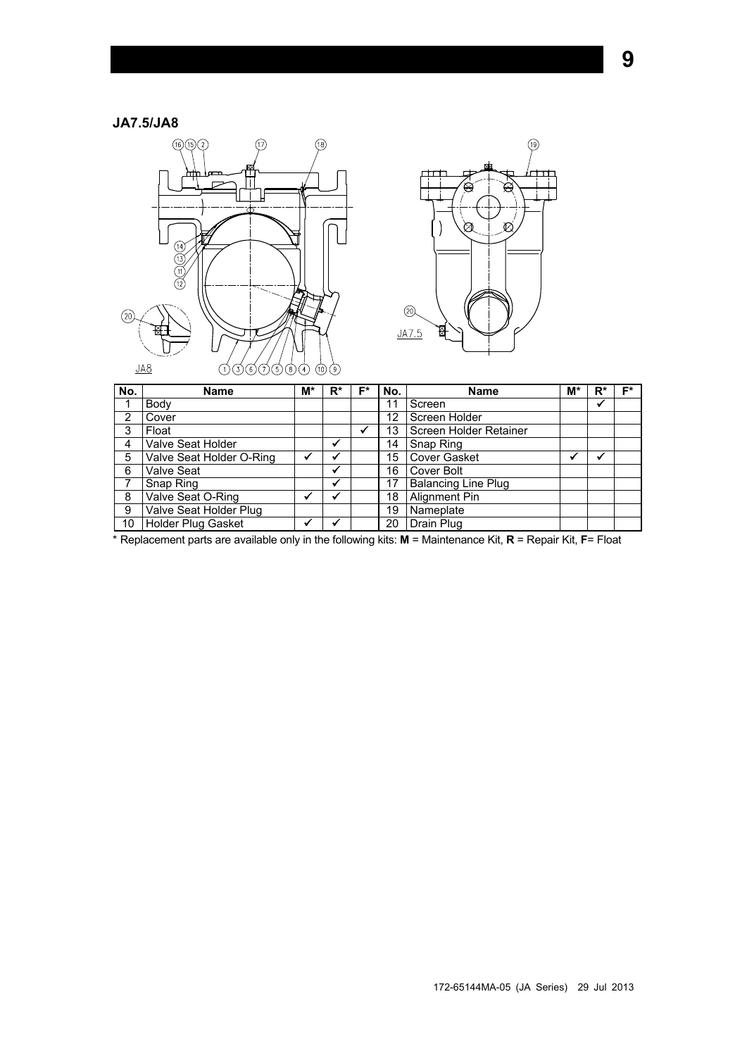### JA7.5/JA8

| No. | Name | M* | R* | F* | No. | Name | M* | R* | F* |
|---|---|---|---|---|---|---|---|---|---|
| 1 | Body | | | | 11 | Screen | | ✔ | |
| 2 | Cover | | | | 12 | Screen Holder | | | |
| 3 | Float | | | ✔ | 13 | Screen Holder Retainer | | | |
| 4 | Valve Seat Holder | | ✔ | | 14 | Snap Ring | | | |
| 5 | Valve Seat Holder O-Ring | ✔ | ✔ | | 15 | Cover Gasket | ✔ | ✔ | |
| 6 | Valve Seat | | ✔ | | 16 | Cover Bolt | | | |
| 7 | Snap Ring | | ✔ | | 17 | Balancing Line Plug | | | |
| 8 | Valve Seat O-Ring | ✔ | ✔ | | 18 | Alignment Pin | | | |
| 9 | Valve Seat Holder Plug | | | | 19 | Nameplate | | | |
| 10 | Holder Plug Gasket | ✔ | ✔ | | 20 | Drain Plug | | | |

* Replacement parts are available only in the following kits: **M** = Maintenance Kit, **R** = Repair Kit, **F**= Float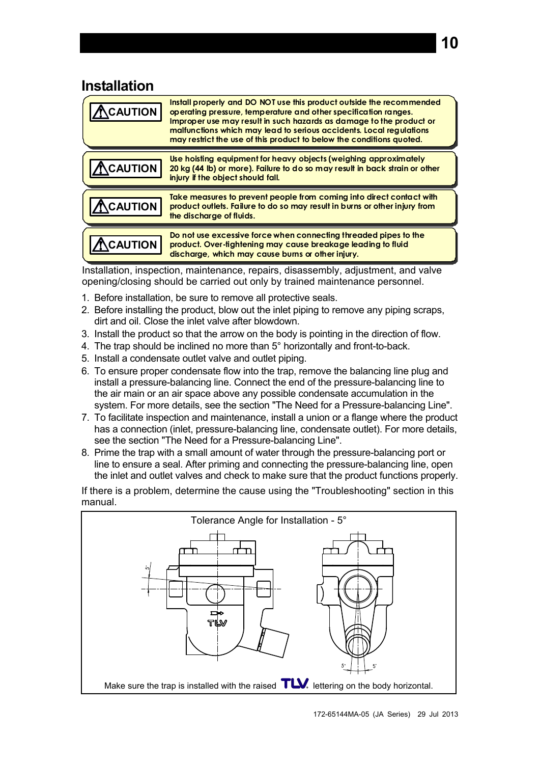## Installation

| | |
|---|---|
| ⚠CAUTION | **Install properly and DO NOT use this product outside the recommended operating pressure, temperature and other specification ranges. Improper use may result in such hazards as damage to the product or malfunctions which may lead to serious accidents. Local regulations may restrict the use of this product to below the conditions quoted.** |
| ⚠CAUTION | **Use hoisting equipment for heavy objects (weighing approximately 20 kg (44 lb) or more). Failure to do so may result in back strain or other injury if the object should fall.** |
| ⚠CAUTION | **Take measures to prevent people from coming into direct contact with product outlets. Failure to do so may result in burns or other injury from the discharge of fluids.** |
| ⚠CAUTION | **Do not use excessive force when connecting threaded pipes to the product. Over-tightening may cause breakage leading to fluid discharge, which may cause burns or other injury.** |

Installation, inspection, maintenance, repairs, disassembly, adjustment, and valve opening/closing should be carried out only by trained maintenance personnel.

1. Before installation, be sure to remove all protective seals.
2. Before installing the product, blow out the inlet piping to remove any piping scraps, dirt and oil. Close the inlet valve after blowdown.
3. Install the product so that the arrow on the body is pointing in the direction of flow.
4. The trap should be inclined no more than 5° horizontally and front-to-back.
5. Install a condensate outlet valve and outlet piping.
6. To ensure proper condensate flow into the trap, remove the balancing line plug and install a pressure-balancing line. Connect the end of the pressure-balancing line to the air main or an air space above any possible condensate accumulation in the system. For more details, see the section "The Need for a Pressure-balancing Line".
7. To facilitate inspection and maintenance, install a union or a flange where the product has a connection (inlet, pressure-balancing line, condensate outlet). For more details, see the section "The Need for a Pressure-balancing Line".
8. Prime the trap with a small amount of water through the pressure-balancing port or line to ensure a seal. After priming and connecting the pressure-balancing line, open the inlet and outlet valves and check to make sure that the product functions properly.

If there is a problem, determine the cause using the "Troubleshooting" section in this manual.

Tolerance Angle for Installation - 5°

Make sure the trap is installed with the raised TLV lettering on the body horizontal.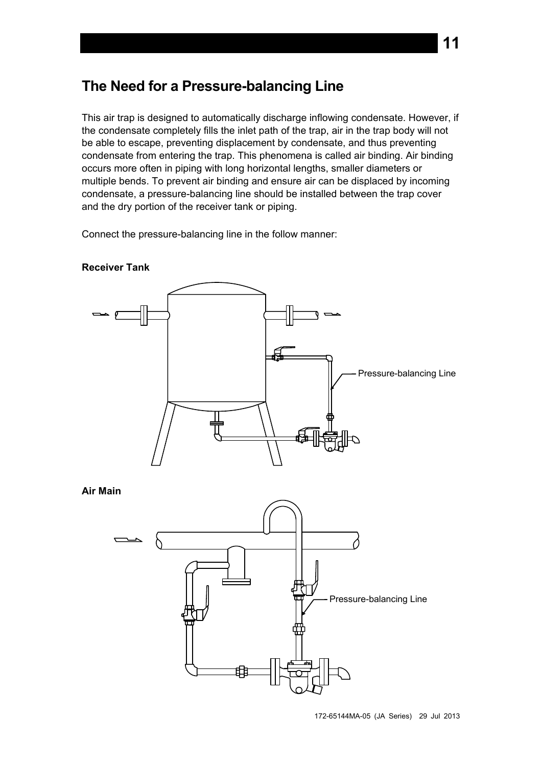## The Need for a Pressure-balancing Line

This air trap is designed to automatically discharge inflowing condensate. However, if the condensate completely fills the inlet path of the trap, air in the trap body will not be able to escape, preventing displacement by condensate, and thus preventing condensate from entering the trap. This phenomena is called air binding. Air binding occurs more often in piping with long horizontal lengths, smaller diameters or multiple bends. To prevent air binding and ensure air can be displaced by incoming condensate, a pressure-balancing line should be installed between the trap cover and the dry portion of the receiver tank or piping.

Connect the pressure-balancing line in the follow manner:

**Receiver Tank**

Pressure-balancing Line

**Air Main**

Pressure-balancing Line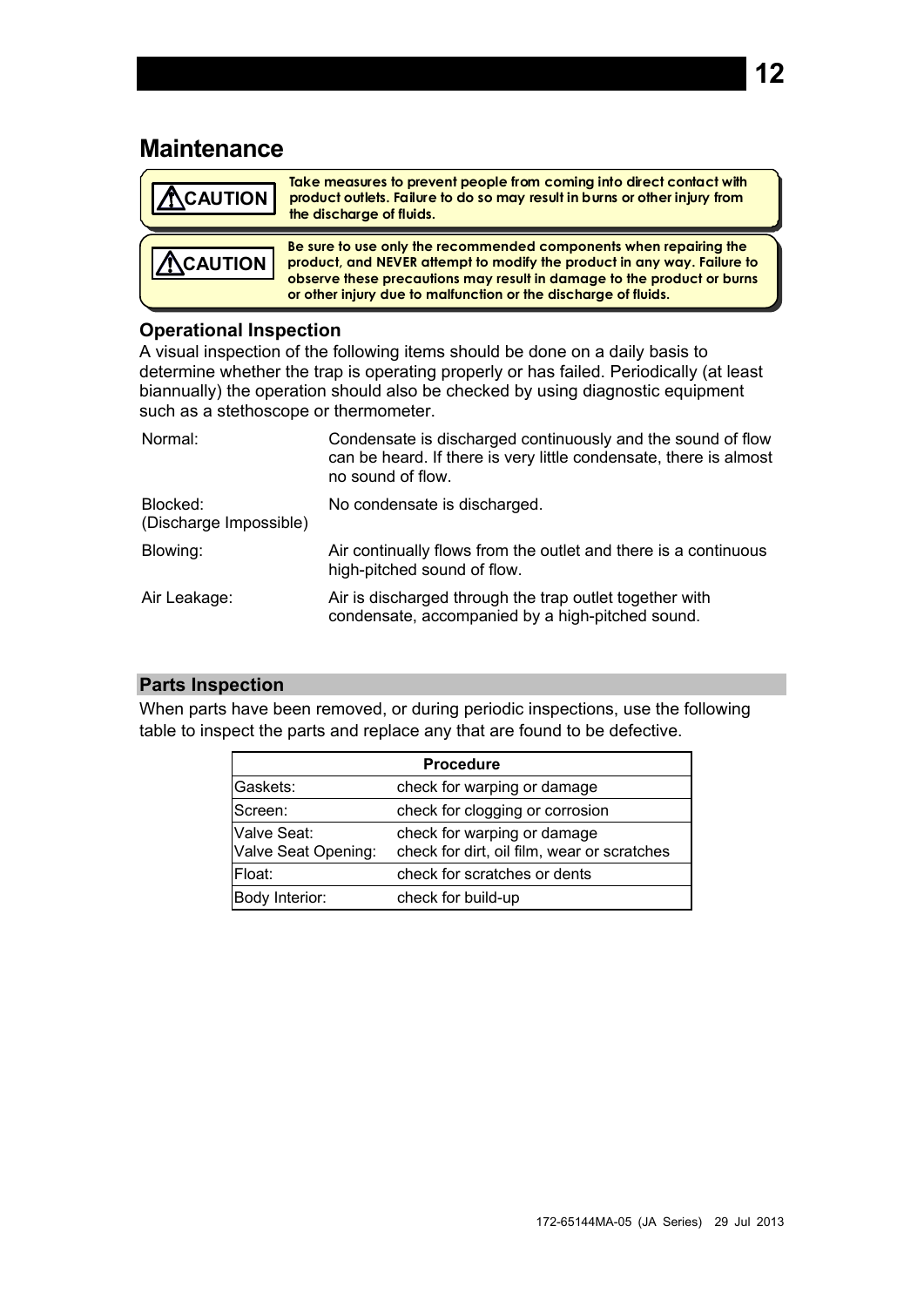# Maintenance

> **⚠CAUTION** Take measures to prevent people from coming into direct contact with product outlets. Failure to do so may result in burns or other injury from the discharge of fluids.

> **⚠CAUTION** Be sure to use only the recommended components when repairing the product, and NEVER attempt to modify the product in any way. Failure to observe these precautions may result in damage to the product or burns or other injury due to malfunction or the discharge of fluids.

### Operational Inspection

A visual inspection of the following items should be done on a daily basis to determine whether the trap is operating properly or has failed. Periodically (at least biannually) the operation should also be checked by using diagnostic equipment such as a stethoscope or thermometer.

| | |
|---|---|
| Normal: | Condensate is discharged continuously and the sound of flow can be heard. If there is very little condensate, there is almost no sound of flow. |
| Blocked: (Discharge Impossible) | No condensate is discharged. |
| Blowing: | Air continually flows from the outlet and there is a continuous high-pitched sound of flow. |
| Air Leakage: | Air is discharged through the trap outlet together with condensate, accompanied by a high-pitched sound. |

### Parts Inspection

When parts have been removed, or during periodic inspections, use the following table to inspect the parts and replace any that are found to be defective.

| Procedure | |
|---|---|
| Gaskets: | check for warping or damage |
| Screen: | check for clogging or corrosion |
| Valve Seat:<br>Valve Seat Opening: | check for warping or damage<br>check for dirt, oil film, wear or scratches |
| Float: | check for scratches or dents |
| Body Interior: | check for build-up |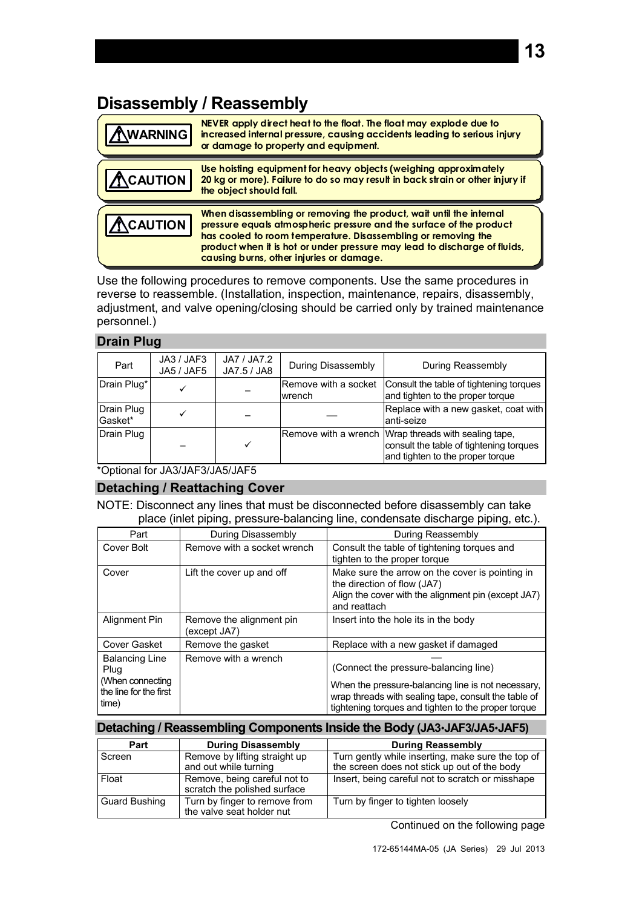# Disassembly / Reassembly

**⚠WARNING** — **NEVER apply direct heat to the float. The float may explode due to increased internal pressure, causing accidents leading to serious injury or damage to property and equipment.**

**⚠CAUTION** — **Use hoisting equipment for heavy objects (weighing approximately 20 kg or more). Failure to do so may result in back strain or other injury if the object should fall.**

**⚠CAUTION** — **When disassembling or removing the product, wait until the internal pressure equals atmospheric pressure and the surface of the product has cooled to room temperature. Disassembling or removing the product when it is hot or under pressure may lead to discharge of fluids, causing burns, other injuries or damage.**

Use the following procedures to remove components. Use the same procedures in reverse to reassemble. (Installation, inspection, maintenance, repairs, disassembly, adjustment, and valve opening/closing should be carried only by trained maintenance personnel.)

## Drain Plug

| Part | JA3 / JAF3 JA5 / JAF5 | JA7 / JA7.2 JA7.5 / JA8 | During Disassembly | During Reassembly |
|---|---|---|---|---|
| Drain Plug* | ✓ | – | Remove with a socket wrench | Consult the table of tightening torques and tighten to the proper torque |
| Drain Plug Gasket* | ✓ | – | — | Replace with a new gasket, coat with anti-seize |
| Drain Plug | – | ✓ | Remove with a wrench | Wrap threads with sealing tape, consult the table of tightening torques and tighten to the proper torque |

*Optional for JA3/JAF3/JA5/JAF5

## Detaching / Reattaching Cover

NOTE: Disconnect any lines that must be disconnected before disassembly can take place (inlet piping, pressure-balancing line, condensate discharge piping, etc.).

| Part | During Disassembly | During Reassembly |
|---|---|---|
| Cover Bolt | Remove with a socket wrench | Consult the table of tightening torques and tighten to the proper torque |
| Cover | Lift the cover up and off | Make sure the arrow on the cover is pointing in the direction of flow (JA7)<br>Align the cover with the alignment pin (except JA7) and reattach |
| Alignment Pin | Remove the alignment pin (except JA7) | Insert into the hole its in the body |
| Cover Gasket | Remove the gasket | Replace with a new gasket if damaged |
| Balancing Line Plug (When connecting the line for the first time) | Remove with a wrench | —<br>(Connect the pressure-balancing line)<br>When the pressure-balancing line is not necessary, wrap threads with sealing tape, consult the table of tightening torques and tighten to the proper torque |

## Detaching / Reassembling Components Inside the Body (JA3·JAF3/JA5·JAF5)

| Part | During Disassembly | During Reassembly |
|---|---|---|
| Screen | Remove by lifting straight up and out while turning | Turn gently while inserting, make sure the top of the screen does not stick up out of the body |
| Float | Remove, being careful not to scratch the polished surface | Insert, being careful not to scratch or misshape |
| Guard Bushing | Turn by finger to remove from the valve seat holder nut | Turn by finger to tighten loosely |

Continued on the following page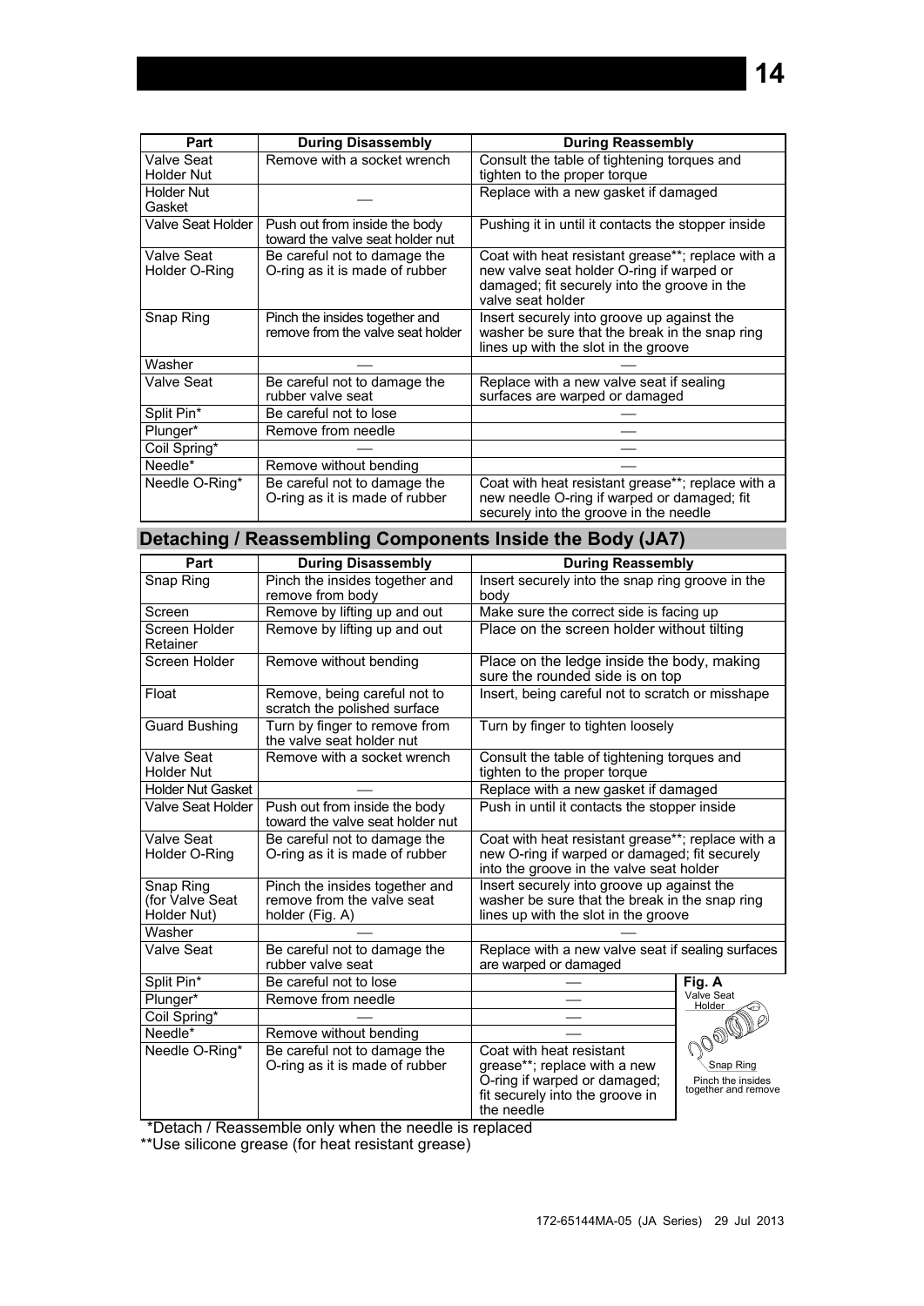| Part | During Disassembly | During Reassembly |
| --- | --- | --- |
| Valve Seat Holder Nut | Remove with a socket wrench | Consult the table of tightening torques and tighten to the proper torque |
| Holder Nut Gasket | — | Replace with a new gasket if damaged |
| Valve Seat Holder | Push out from inside the body toward the valve seat holder nut | Pushing it in until it contacts the stopper inside |
| Valve Seat Holder O-Ring | Be careful not to damage the O-ring as it is made of rubber | Coat with heat resistant grease**; replace with a new valve seat holder O-ring if warped or damaged; fit securely into the groove in the valve seat holder |
| Snap Ring | Pinch the insides together and remove from the valve seat holder | Insert securely into groove up against the washer be sure that the break in the snap ring lines up with the slot in the groove |
| Washer | — | — |
| Valve Seat | Be careful not to damage the rubber valve seat | Replace with a new valve seat if sealing surfaces are warped or damaged |
| Split Pin* | Be careful not to lose | — |
| Plunger* | Remove from needle | — |
| Coil Spring* | — | — |
| Needle* | Remove without bending | — |
| Needle O-Ring* | Be careful not to damage the O-ring as it is made of rubber | Coat with heat resistant grease**; replace with a new needle O-ring if warped or damaged; fit securely into the groove in the needle |

## Detaching / Reassembling Components Inside the Body (JA7)

| Part | During Disassembly | During Reassembly |
| --- | --- | --- |
| Snap Ring | Pinch the insides together and remove from body | Insert securely into the snap ring groove in the body |
| Screen | Remove by lifting up and out | Make sure the correct side is facing up |
| Screen Holder Retainer | Remove by lifting up and out | Place on the screen holder without tilting |
| Screen Holder | Remove without bending | Place on the ledge inside the body, making sure the rounded side is on top |
| Float | Remove, being careful not to scratch the polished surface | Insert, being careful not to scratch or misshape |
| Guard Bushing | Turn by finger to remove from the valve seat holder nut | Turn by finger to tighten loosely |
| Valve Seat Holder Nut | Remove with a socket wrench | Consult the table of tightening torques and tighten to the proper torque |
| Holder Nut Gasket | — | Replace with a new gasket if damaged |
| Valve Seat Holder | Push out from inside the body toward the valve seat holder nut | Push in until it contacts the stopper inside |
| Valve Seat Holder O-Ring | Be careful not to damage the O-ring as it is made of rubber | Coat with heat resistant grease**; replace with a new O-ring if warped or damaged; fit securely into the groove in the valve seat holder |
| Snap Ring (for Valve Seat Holder Nut) | Pinch the insides together and remove from the valve seat holder (Fig. A) | Insert securely into groove up against the washer be sure that the break in the snap ring lines up with the slot in the groove |
| Washer | — | — |
| Valve Seat | Be careful not to damage the rubber valve seat | Replace with a new valve seat if sealing surfaces are warped or damaged |
| Split Pin* | Be careful not to lose | — |
| Plunger* | Remove from needle | — |
| Coil Spring* | — | — |
| Needle* | Remove without bending | — |
| Needle O-Ring* | Be careful not to damage the O-ring as it is made of rubber | Coat with heat resistant grease**; replace with a new O-ring if warped or damaged; fit securely into the groove in the needle |

**Fig. A**

Valve Seat Holder

Snap Ring

Pinch the insides together and remove

*Detach / Reassemble only when the needle is replaced

**Use silicone grease (for heat resistant grease)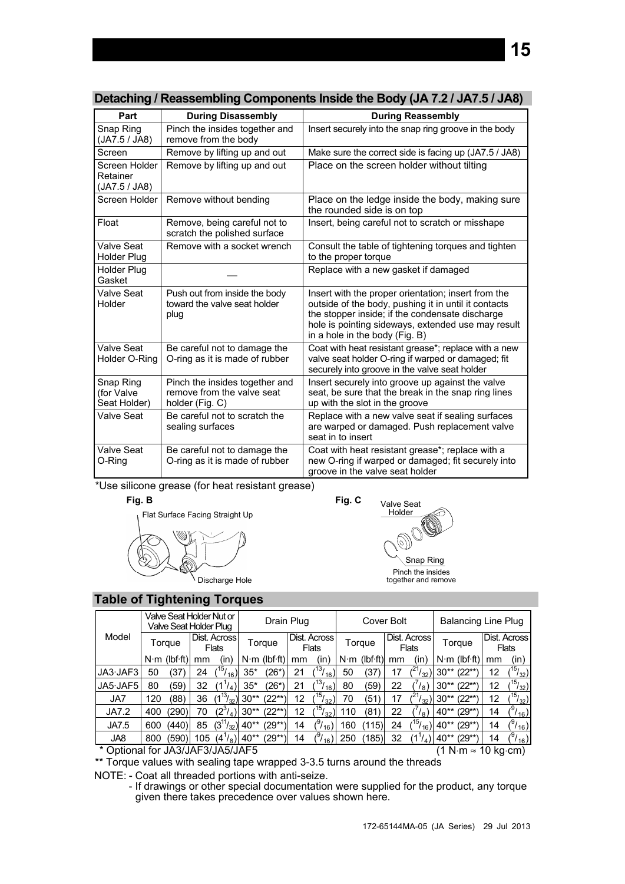## Detaching / Reassembling Components Inside the Body (JA 7.2 / JA7.5 / JA8)

| Part | During Disassembly | During Reassembly |
|---|---|---|
| Snap Ring (JA7.5 / JA8) | Pinch the insides together and remove from the body | Insert securely into the snap ring groove in the body |
| Screen | Remove by lifting up and out | Make sure the correct side is facing up (JA7.5 / JA8) |
| Screen Holder Retainer (JA7.5 / JA8) | Remove by lifting up and out | Place on the screen holder without tilting |
| Screen Holder | Remove without bending | Place on the ledge inside the body, making sure the rounded side is on top |
| Float | Remove, being careful not to scratch the polished surface | Insert, being careful not to scratch or misshape |
| Valve Seat Holder Plug | Remove with a socket wrench | Consult the table of tightening torques and tighten to the proper torque |
| Holder Plug Gasket | — | Replace with a new gasket if damaged |
| Valve Seat Holder | Push out from inside the body toward the valve seat holder plug | Insert with the proper orientation; insert from the outside of the body, pushing it in until it contacts the stopper inside; if the condensate discharge hole is pointing sideways, extended use may result in a hole in the body (Fig. B) |
| Valve Seat Holder O-Ring | Be careful not to damage the O-ring as it is made of rubber | Coat with heat resistant grease*; replace with a new valve seat holder O-ring if warped or damaged; fit securely into groove in the valve seat holder |
| Snap Ring (for Valve Seat Holder) | Pinch the insides together and remove from the valve seat holder (Fig. C) | Insert securely into groove up against the valve seat, be sure that the break in the snap ring lines up with the slot in the groove |
| Valve Seat | Be careful not to scratch the sealing surfaces | Replace with a new valve seat if sealing surfaces are warped or damaged. Push replacement valve seat in to insert |
| Valve Seat O-Ring | Be careful not to damage the O-ring as it is made of rubber | Coat with heat resistant grease*; replace with a new O-ring if warped or damaged; fit securely into groove in the valve seat holder |

*Use silicone grease (for heat resistant grease)

**Fig. B**

Flat Surface Facing Straight Up

Discharge Hole

**Fig. C**

Valve Seat Holder

Snap Ring

Pinch the insides together and remove

## Table of Tightening Torques

| Model | Valve Seat Holder Nut or Valve Seat Holder Plug | | | | Drain Plug | | | | Cover Bolt | | | | Balancing Line Plug | | | |
|---|---|---|---|---|---|---|---|---|---|---|---|---|---|---|---|---|
| | Torque | | Dist. Across Flats | | Torque | | Dist. Across Flats | | Torque | | Dist. Across Flats | | Torque | | Dist. Across Flats | |
| | N·m | (lbf·ft) | mm | (in) | N·m | (lbf·ft) | mm | (in) | N·m | (lbf·ft) | mm | (in) | N·m | (lbf·ft) | mm | (in) |
| JA3·JAF3 | 50 | (37) | 24 | (15/16) | 35* | (26*) | 21 | (13/16) | 50 | (37) | 17 | (21/32) | 30** | (22**) | 12 | (15/32) |
| JA5·JAF5 | 80 | (59) | 32 | (1 1/4) | 35* | (26*) | 21 | (13/16) | 80 | (59) | 22 | (7/8) | 30** | (22**) | 12 | (15/32) |
| JA7 | 120 | (88) | 36 | (1 13/32) | 30** | (22**) | 12 | (15/32) | 70 | (51) | 17 | (21/32) | 30** | (22**) | 12 | (15/32) |
| JA7.2 | 400 | (290) | 70 | (2 3/4) | 30** | (22**) | 12 | (15/32) | 110 | (81) | 22 | (7/8) | 40** | (29**) | 14 | (9/16) |
| JA7.5 | 600 | (440) | 85 | (3 11/32) | 40** | (29**) | 14 | (9/16) | 160 | (115) | 24 | (15/16) | 40** | (29**) | 14 | (9/16) |
| JA8 | 800 | (590) | 105 | (4 1/8) | 40** | (29**) | 14 | (9/16) | 250 | (185) | 32 | (1 1/4) | 40** | (29**) | 14 | (9/16) |

\* Optional for JA3/JAF3/JA5/JAF5 (1 N·m ≈ 10 kg·cm)

\** Torque values with sealing tape wrapped 3-3.5 turns around the threads

NOTE: - Coat all threaded portions with anti-seize.

- If drawings or other special documentation were supplied for the product, any torque given there takes precedence over values shown here.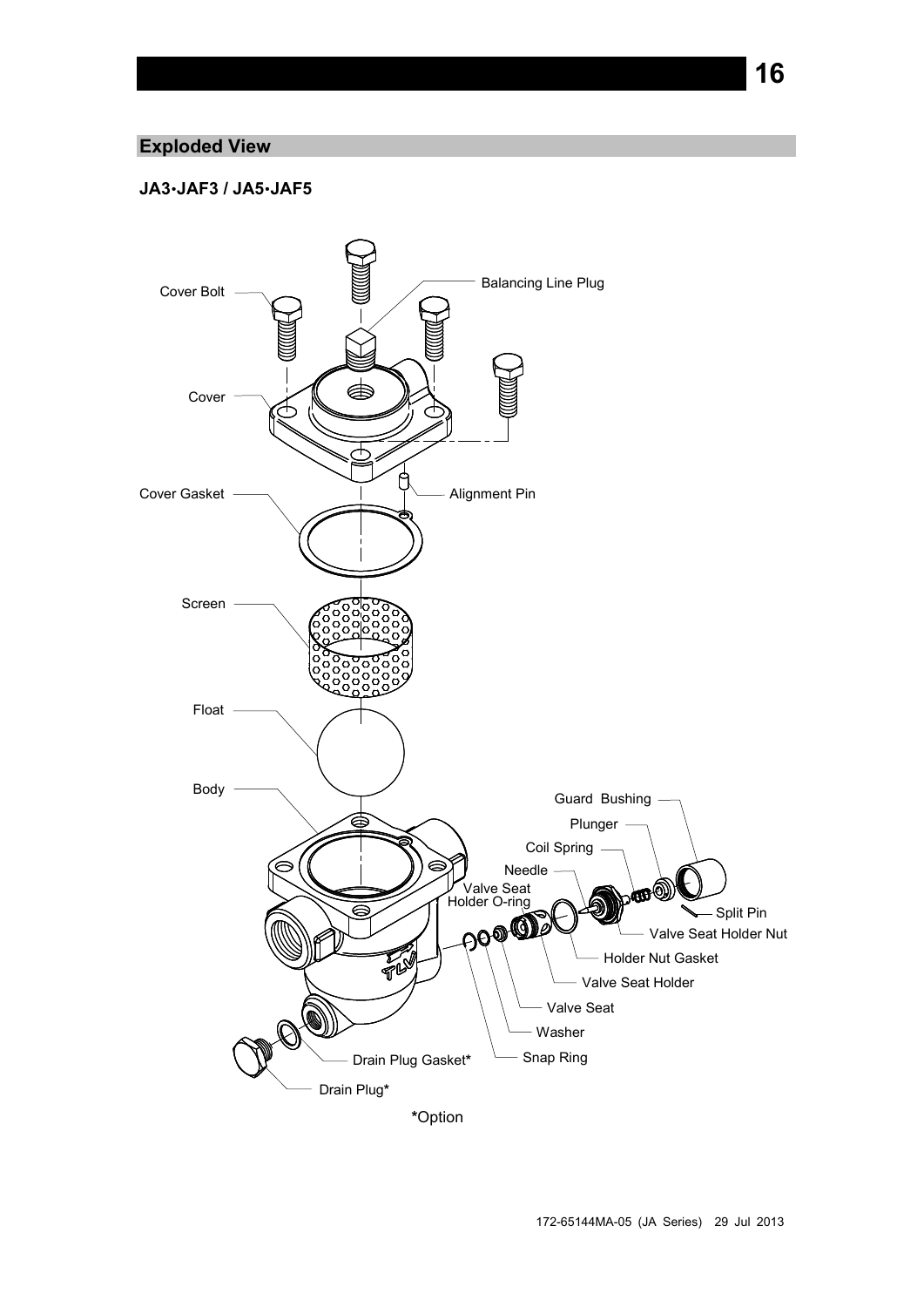## Exploded View

**JA3•JAF3 / JA5•JAF5**

Cover Bolt

Balancing Line Plug

Cover

Cover Gasket

Alignment Pin

Screen

Float

Body

Guard Bushing

Plunger

Coil Spring

Needle

Valve Seat Holder O-ring

Split Pin

Valve Seat Holder Nut

Holder Nut Gasket

Valve Seat Holder

Valve Seat

Washer

Snap Ring

Drain Plug Gasket*

Drain Plug*

*Option

172-65144MA-05 (JA Series) 29 Jul 2013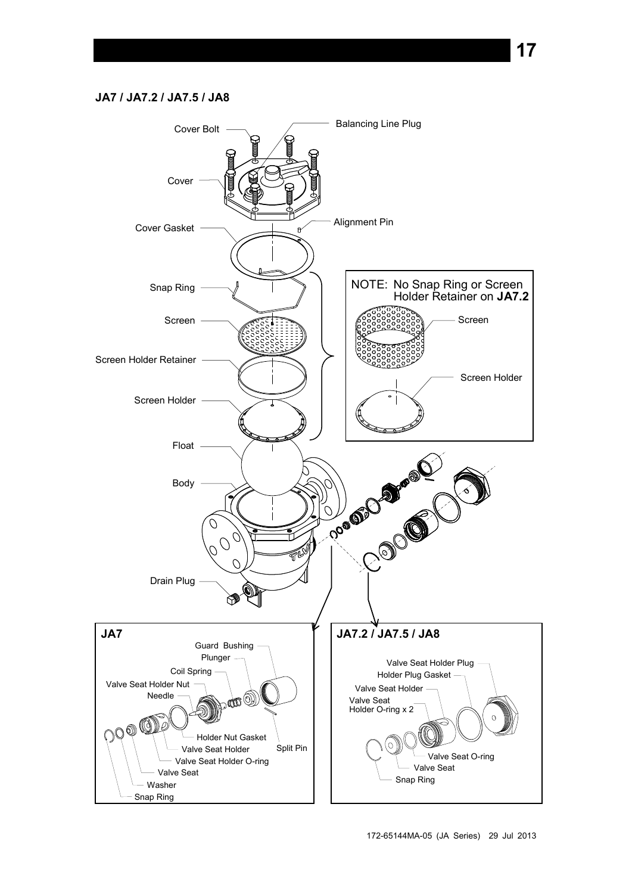## JA7 / JA7.2 / JA7.5 / JA8

Cover Bolt

Balancing Line Plug

Cover

Alignment Pin

Cover Gasket

Snap Ring

Screen

Screen Holder Retainer

Screen Holder

Float

Body

Drain Plug

NOTE: No Snap Ring or Screen Holder Retainer on **JA7.2**

Screen

Screen Holder

**JA7**

Guard Bushing

Plunger

Coil Spring

Valve Seat Holder Nut

Needle

Holder Nut Gasket

Valve Seat Holder

Split Pin

Valve Seat Holder O-ring

Valve Seat

Washer

Snap Ring

**JA7.2 / JA7.5 / JA8**

Valve Seat Holder Plug

Holder Plug Gasket

Valve Seat Holder

Valve Seat Holder O-ring x 2

Valve Seat O-ring

Valve Seat

Snap Ring

172-65144MA-05 (JA Series) 29 Jul 2013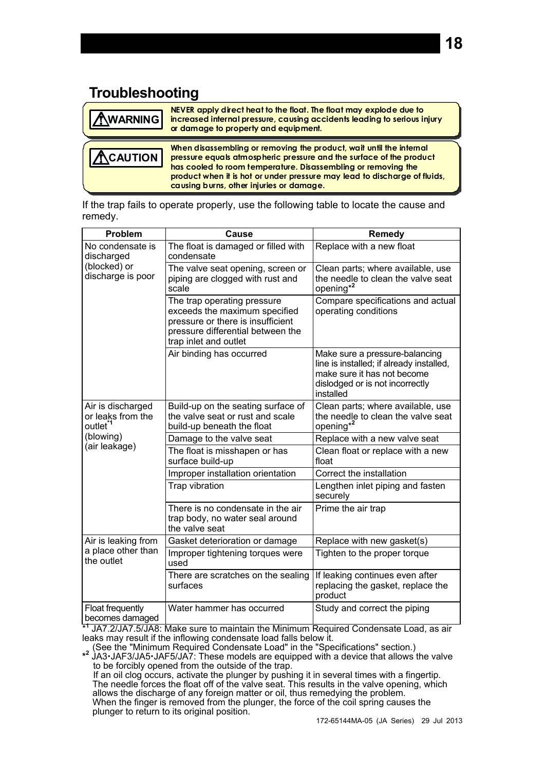## Troubleshooting

**⚠WARNING** — **NEVER apply direct heat to the float. The float may explode due to increased internal pressure, causing accidents leading to serious injury or damage to property and equipment.**

**⚠CAUTION** — **When disassembling or removing the product, wait until the internal pressure equals atmospheric pressure and the surface of the product has cooled to room temperature. Disassembling or removing the product when it is hot or under pressure may lead to discharge of fluids, causing burns, other injuries or damage.**

If the trap fails to operate properly, use the following table to locate the cause and remedy.

| Problem | Cause | Remedy |
|---|---|---|
| No condensate is discharged (blocked) or discharge is poor | The float is damaged or filled with condensate | Replace with a new float |
| | The valve seat opening, screen or piping are clogged with rust and scale | Clean parts; where available, use the needle to clean the valve seat opening*[2] |
| | The trap operating pressure exceeds the maximum specified pressure or there is insufficient pressure differential between the trap inlet and outlet | Compare specifications and actual operating conditions |
| | Air binding has occurred | Make sure a pressure-balancing line is installed; if already installed, make sure it has not become dislodged or is not incorrectly installed |
| Air is discharged or leaks from the outlet*[1] (blowing) (air leakage) | Build-up on the seating surface of the valve seat or rust and scale build-up beneath the float | Clean parts; where available, use the needle to clean the valve seat opening*[2] |
| | Damage to the valve seat | Replace with a new valve seat |
| | The float is misshapen or has surface build-up | Clean float or replace with a new float |
| | Improper installation orientation | Correct the installation |
| | Trap vibration | Lengthen inlet piping and fasten securely |
| | There is no condensate in the air trap body, no water seal around the valve seat | Prime the air trap |
| Air is leaking from a place other than the outlet | Gasket deterioration or damage | Replace with new gasket(s) |
| | Improper tightening torques were used | Tighten to the proper torque |
| | There are scratches on the sealing surfaces | If leaking continues even after replacing the gasket, replace the product |
| Float frequently becomes damaged | Water hammer has occurred | Study and correct the piping |

*[1] JA7.2/JA7.5/JA8: Make sure to maintain the Minimum Required Condensate Load, as air leaks may result if the inflowing condensate load falls below it.
(See the "Minimum Required Condensate Load" in the "Specifications" section.)

*[2] JA3•JAF3/JA5•JAF5/JA7: These models are equipped with a device that allows the valve to be forcibly opened from the outside of the trap.
If an oil clog occurs, activate the plunger by pushing it in several times with a fingertip. The needle forces the float off of the valve seat. This results in the valve opening, which allows the discharge of any foreign matter or oil, thus remedying the problem.
When the finger is removed from the plunger, the force of the coil spring causes the plunger to return to its original position.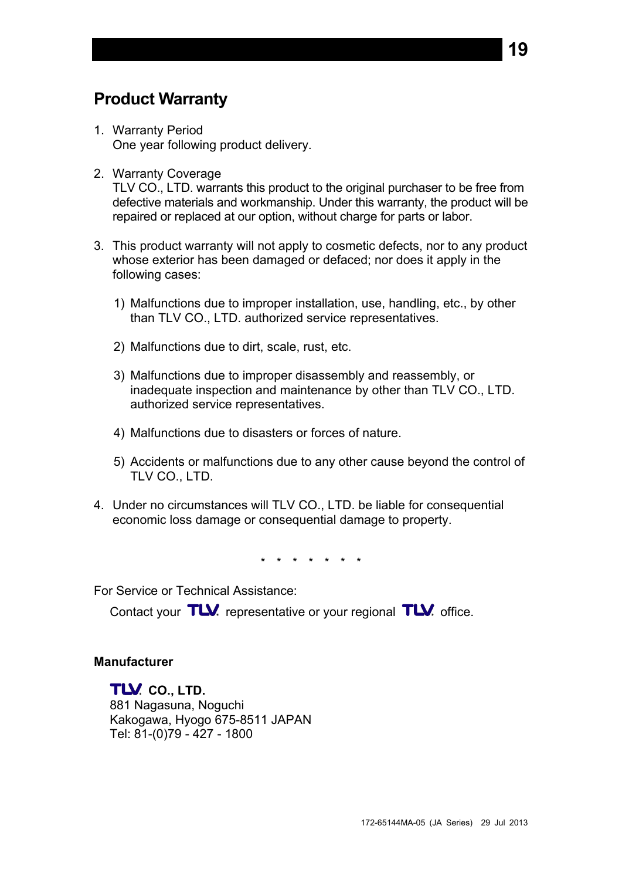## Product Warranty

1. Warranty Period
   One year following product delivery.

2. Warranty Coverage
   TLV CO., LTD. warrants this product to the original purchaser to be free from defective materials and workmanship. Under this warranty, the product will be repaired or replaced at our option, without charge for parts or labor.

3. This product warranty will not apply to cosmetic defects, nor to any product whose exterior has been damaged or defaced; nor does it apply in the following cases:

   1) Malfunctions due to improper installation, use, handling, etc., by other than TLV CO., LTD. authorized service representatives.

   2) Malfunctions due to dirt, scale, rust, etc.

   3) Malfunctions due to improper disassembly and reassembly, or inadequate inspection and maintenance by other than TLV CO., LTD. authorized service representatives.

   4) Malfunctions due to disasters or forces of nature.

   5) Accidents or malfunctions due to any other cause beyond the control of TLV CO., LTD.

4. Under no circumstances will TLV CO., LTD. be liable for consequential economic loss damage or consequential damage to property.

\* \* \* \* \* \* \*

For Service or Technical Assistance:

Contact your TLV representative or your regional TLV office.

**Manufacturer**

**TLV CO., LTD.**
881 Nagasuna, Noguchi
Kakogawa, Hyogo 675-8511 JAPAN
Tel: 81-(0)79 - 427 - 1800

172-65144MA-05 (JA Series) 29 Jul 2013